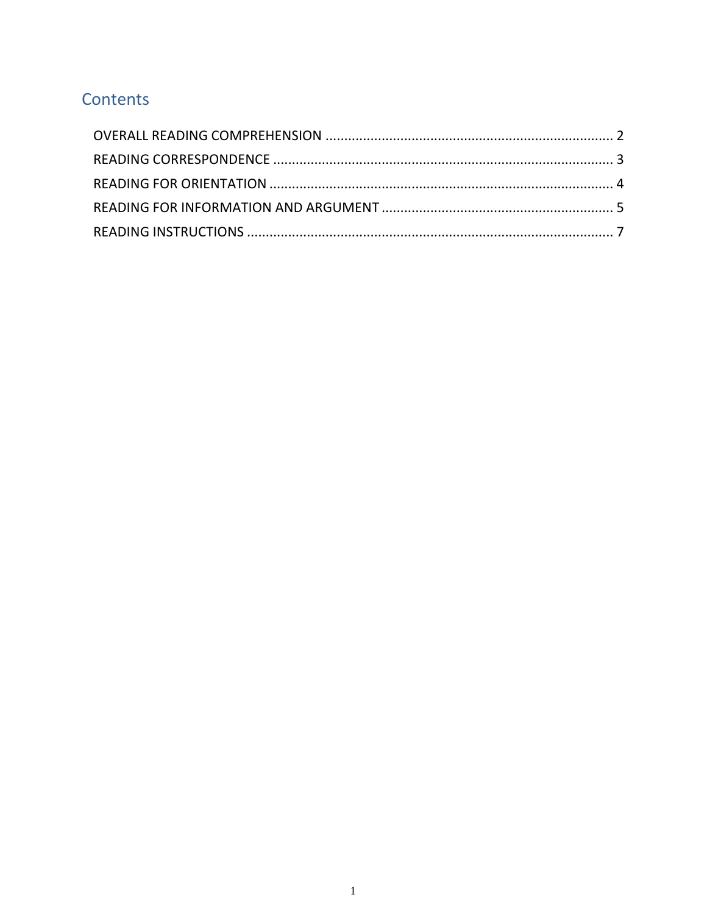## Contents

OVERALL READING COMPREHENSION ........................................................................... 2
READING CORRESPONDENCE ......................................................................................... 3
READING FOR ORIENTATION .......................................................................................... 4
READING FOR INFORMATION AND ARGUMENT ............................................................ 5
READING INSTRUCTIONS ................................................................................................ 7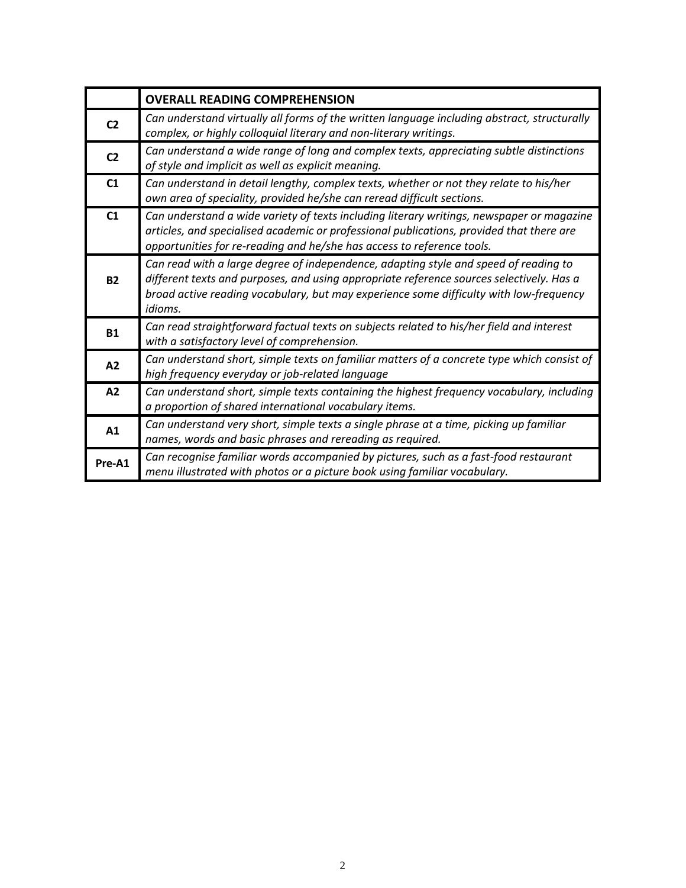| | **OVERALL READING COMPREHENSION** |
|---|---|
| **C2** | *Can understand virtually all forms of the written language including abstract, structurally complex, or highly colloquial literary and non-literary writings.* |
| **C2** | *Can understand a wide range of long and complex texts, appreciating subtle distinctions of style and implicit as well as explicit meaning.* |
| **C1** | *Can understand in detail lengthy, complex texts, whether or not they relate to his/her own area of speciality, provided he/she can reread difficult sections.* |
| **C1** | *Can understand a wide variety of texts including literary writings, newspaper or magazine articles, and specialised academic or professional publications, provided that there are opportunities for re-reading and he/she has access to reference tools.* |
| **B2** | *Can read with a large degree of independence, adapting style and speed of reading to different texts and purposes, and using appropriate reference sources selectively. Has a broad active reading vocabulary, but may experience some difficulty with low-frequency idioms.* |
| **B1** | *Can read straightforward factual texts on subjects related to his/her field and interest with a satisfactory level of comprehension.* |
| **A2** | *Can understand short, simple texts on familiar matters of a concrete type which consist of high frequency everyday or job-related language* |
| **A2** | *Can understand short, simple texts containing the highest frequency vocabulary, including a proportion of shared international vocabulary items.* |
| **A1** | *Can understand very short, simple texts a single phrase at a time, picking up familiar names, words and basic phrases and rereading as required.* |
| **Pre-A1** | *Can recognise familiar words accompanied by pictures, such as a fast-food restaurant menu illustrated with photos or a picture book using familiar vocabulary.* |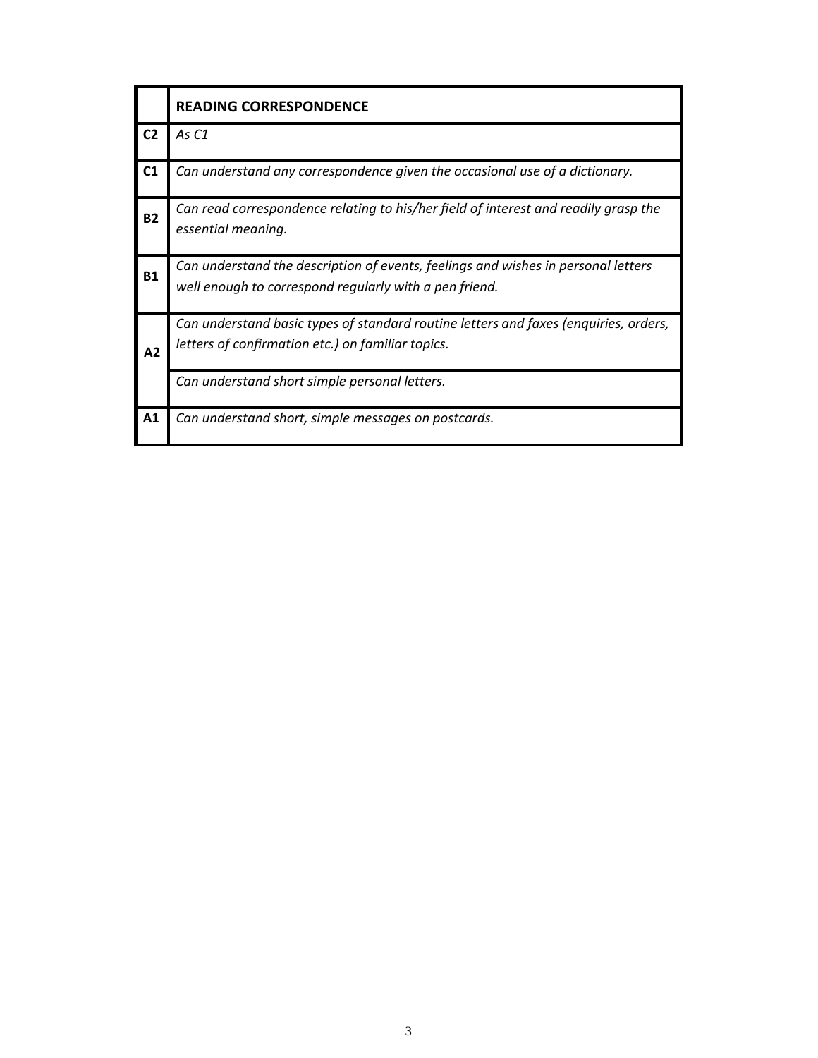| | **READING CORRESPONDENCE** |
|---|---|
| **C2** | *As C1* |
| **C1** | *Can understand any correspondence given the occasional use of a dictionary.* |
| **B2** | *Can read correspondence relating to his/her field of interest and readily grasp the essential meaning.* |
| **B1** | *Can understand the description of events, feelings and wishes in personal letters well enough to correspond regularly with a pen friend.* |
| **A2** | *Can understand basic types of standard routine letters and faxes (enquiries, orders, letters of confirmation etc.) on familiar topics.* |
| | *Can understand short simple personal letters.* |
| **A1** | *Can understand short, simple messages on postcards.* |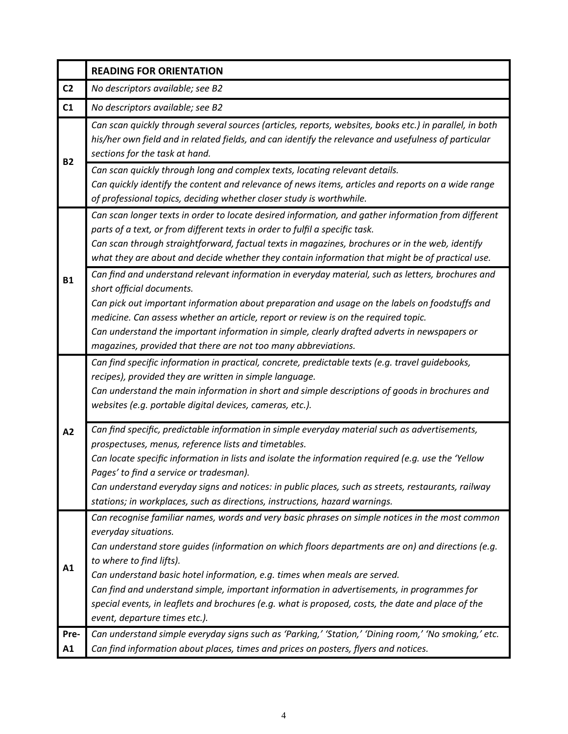| | **READING FOR ORIENTATION** |
|---|---|
| **C2** | *No descriptors available; see B2* |
| **C1** | *No descriptors available; see B2* |
| **B2** | *Can scan quickly through several sources (articles, reports, websites, books etc.) in parallel, in both his/her own field and in related fields, and can identify the relevance and usefulness of particular sections for the task at hand.* |
| | *Can scan quickly through long and complex texts, locating relevant details.*<br>*Can quickly identify the content and relevance of news items, articles and reports on a wide range of professional topics, deciding whether closer study is worthwhile.* |
| **B1** | *Can scan longer texts in order to locate desired information, and gather information from different parts of a text, or from different texts in order to fulfil a specific task.*<br>*Can scan through straightforward, factual texts in magazines, brochures or in the web, identify what they are about and decide whether they contain information that might be of practical use.* |
| | *Can find and understand relevant information in everyday material, such as letters, brochures and short official documents.*<br>*Can pick out important information about preparation and usage on the labels on foodstuffs and medicine. Can assess whether an article, report or review is on the required topic.*<br>*Can understand the important information in simple, clearly drafted adverts in newspapers or magazines, provided that there are not too many abbreviations.* |
| **A2** | *Can find specific information in practical, concrete, predictable texts (e.g. travel guidebooks, recipes), provided they are written in simple language.*<br>*Can understand the main information in short and simple descriptions of goods in brochures and websites (e.g. portable digital devices, cameras, etc.).* |
| | *Can find specific, predictable information in simple everyday material such as advertisements, prospectuses, menus, reference lists and timetables.*<br>*Can locate specific information in lists and isolate the information required (e.g. use the 'Yellow Pages' to find a service or tradesman).*<br>*Can understand everyday signs and notices: in public places, such as streets, restaurants, railway stations; in workplaces, such as directions, instructions, hazard warnings.* |
| **A1** | *Can recognise familiar names, words and very basic phrases on simple notices in the most common everyday situations.*<br>*Can understand store guides (information on which floors departments are on) and directions (e.g. to where to find lifts).*<br>*Can understand basic hotel information, e.g. times when meals are served.*<br>*Can find and understand simple, important information in advertisements, in programmes for special events, in leaflets and brochures (e.g. what is proposed, costs, the date and place of the event, departure times etc.).* |
| **Pre-A1** | *Can understand simple everyday signs such as 'Parking,' 'Station,' 'Dining room,' 'No smoking,' etc.*<br>*Can find information about places, times and prices on posters, flyers and notices.* |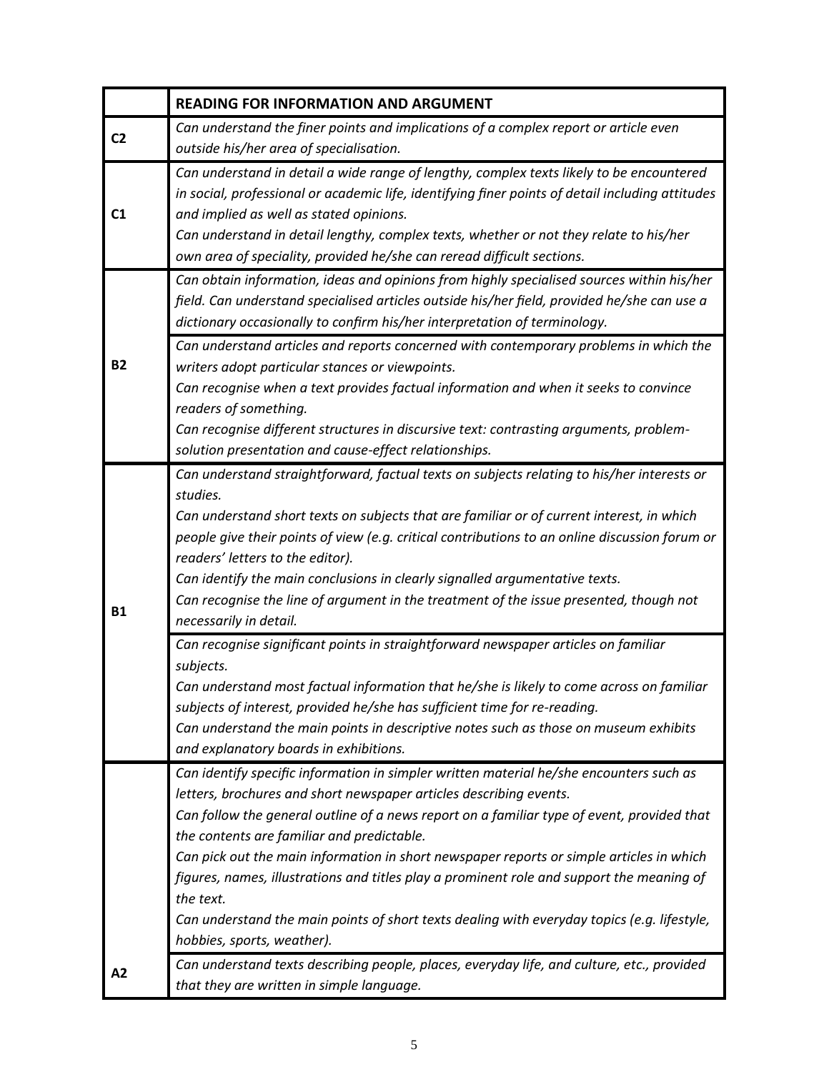|  | **READING FOR INFORMATION AND ARGUMENT** |
|---|---|
| **C2** | *Can understand the finer points and implications of a complex report or article even outside his/her area of specialisation.* |
| **C1** | *Can understand in detail a wide range of lengthy, complex texts likely to be encountered in social, professional or academic life, identifying finer points of detail including attitudes and implied as well as stated opinions.*<br>*Can understand in detail lengthy, complex texts, whether or not they relate to his/her own area of speciality, provided he/she can reread difficult sections.* |
| **B2** | *Can obtain information, ideas and opinions from highly specialised sources within his/her field. Can understand specialised articles outside his/her field, provided he/she can use a dictionary occasionally to confirm his/her interpretation of terminology.* |
|  | *Can understand articles and reports concerned with contemporary problems in which the writers adopt particular stances or viewpoints.*<br>*Can recognise when a text provides factual information and when it seeks to convince readers of something.*<br>*Can recognise different structures in discursive text: contrasting arguments, problem-solution presentation and cause-effect relationships.* |
| **B1** | *Can understand straightforward, factual texts on subjects relating to his/her interests or studies.*<br>*Can understand short texts on subjects that are familiar or of current interest, in which people give their points of view (e.g. critical contributions to an online discussion forum or readers' letters to the editor).*<br>*Can identify the main conclusions in clearly signalled argumentative texts.*<br>*Can recognise the line of argument in the treatment of the issue presented, though not necessarily in detail.* |
|  | *Can recognise significant points in straightforward newspaper articles on familiar subjects.*<br>*Can understand most factual information that he/she is likely to come across on familiar subjects of interest, provided he/she has sufficient time for re-reading.*<br>*Can understand the main points in descriptive notes such as those on museum exhibits and explanatory boards in exhibitions.* |
| **A2** | *Can identify specific information in simpler written material he/she encounters such as letters, brochures and short newspaper articles describing events.*<br>*Can follow the general outline of a news report on a familiar type of event, provided that the contents are familiar and predictable.*<br>*Can pick out the main information in short newspaper reports or simple articles in which figures, names, illustrations and titles play a prominent role and support the meaning of the text.*<br>*Can understand the main points of short texts dealing with everyday topics (e.g. lifestyle, hobbies, sports, weather).* |
|  | *Can understand texts describing people, places, everyday life, and culture, etc., provided that they are written in simple language.* |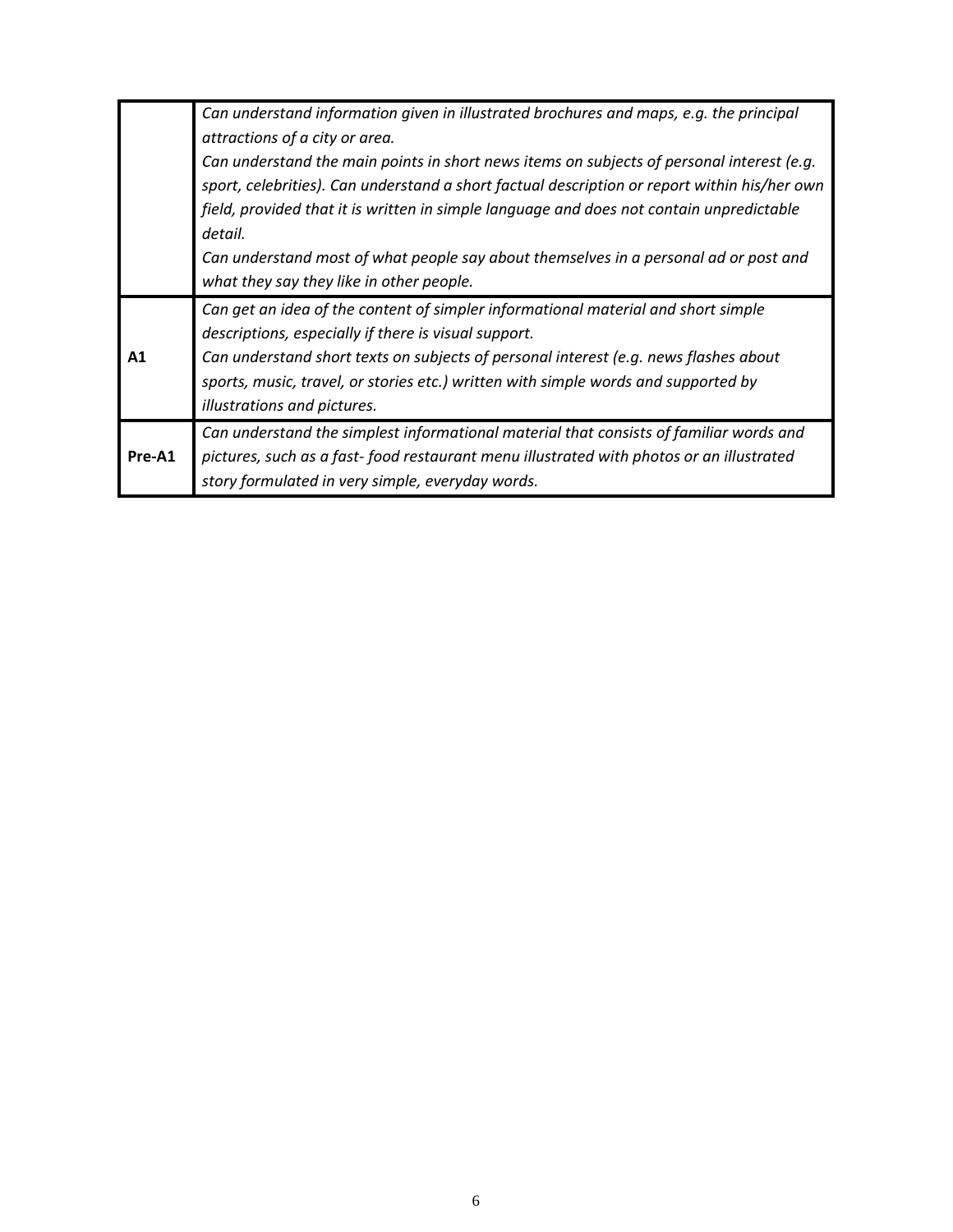| | |
|---|---|
| | *Can understand information given in illustrated brochures and maps, e.g. the principal attractions of a city or area.*<br>*Can understand the main points in short news items on subjects of personal interest (e.g. sport, celebrities). Can understand a short factual description or report within his/her own field, provided that it is written in simple language and does not contain unpredictable detail.*<br>*Can understand most of what people say about themselves in a personal ad or post and what they say they like in other people.* |
| **A1** | *Can get an idea of the content of simpler informational material and short simple descriptions, especially if there is visual support.*<br>*Can understand short texts on subjects of personal interest (e.g. news flashes about sports, music, travel, or stories etc.) written with simple words and supported by illustrations and pictures.* |
| **Pre-A1** | *Can understand the simplest informational material that consists of familiar words and pictures, such as a fast- food restaurant menu illustrated with photos or an illustrated story formulated in very simple, everyday words.* |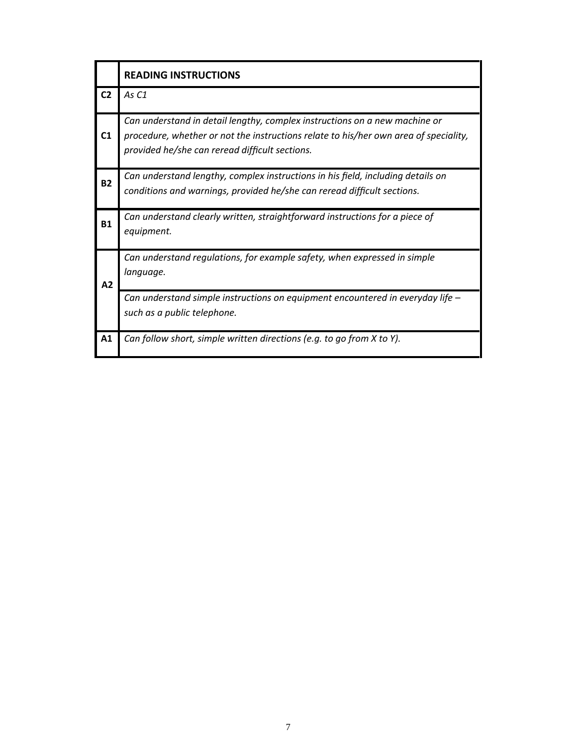| | **READING INSTRUCTIONS** |
|---|---|
| **C2** | *As C1* |
| **C1** | *Can understand in detail lengthy, complex instructions on a new machine or procedure, whether or not the instructions relate to his/her own area of speciality, provided he/she can reread difficult sections.* |
| **B2** | *Can understand lengthy, complex instructions in his field, including details on conditions and warnings, provided he/she can reread difficult sections.* |
| **B1** | *Can understand clearly written, straightforward instructions for a piece of equipment.* |
| **A2** | *Can understand regulations, for example safety, when expressed in simple language.* |
| | *Can understand simple instructions on equipment encountered in everyday life – such as a public telephone.* |
| **A1** | *Can follow short, simple written directions (e.g. to go from X to Y).* |